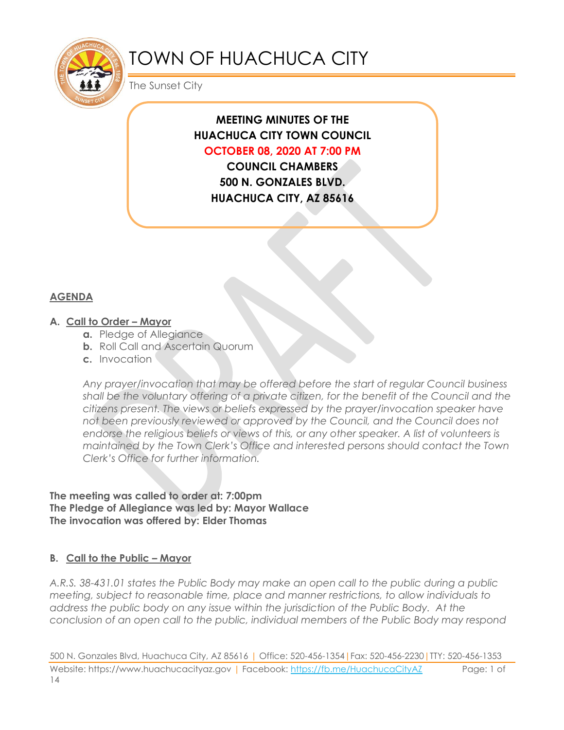# TOWN OF HUACHUCA CITY

The Sunset City

**MEETING MINUTES OF THE**
**HUACHUCA CITY TOWN COUNCIL**
**OCTOBER 08, 2020 AT 7:00 PM**
**COUNCIL CHAMBERS**
**500 N. GONZALES BLVD.**
**HUACHUCA CITY, AZ 85616**

## AGENDA

### A. Call to Order – Mayor

a. Pledge of Allegiance
b. Roll Call and Ascertain Quorum
c. Invocation

*Any prayer/invocation that may be offered before the start of regular Council business shall be the voluntary offering of a private citizen, for the benefit of the Council and the citizens present. The views or beliefs expressed by the prayer/invocation speaker have not been previously reviewed or approved by the Council, and the Council does not endorse the religious beliefs or views of this, or any other speaker. A list of volunteers is maintained by the Town Clerk's Office and interested persons should contact the Town Clerk's Office for further information.*

**The meeting was called to order at: 7:00pm**
**The Pledge of Allegiance was led by: Mayor Wallace**
**The invocation was offered by: Elder Thomas**

### B. Call to the Public – Mayor

*A.R.S. 38-431.01 states the Public Body may make an open call to the public during a public meeting, subject to reasonable time, place and manner restrictions, to allow individuals to address the public body on any issue within the jurisdiction of the Public Body. At the conclusion of an open call to the public, individual members of the Public Body may respond*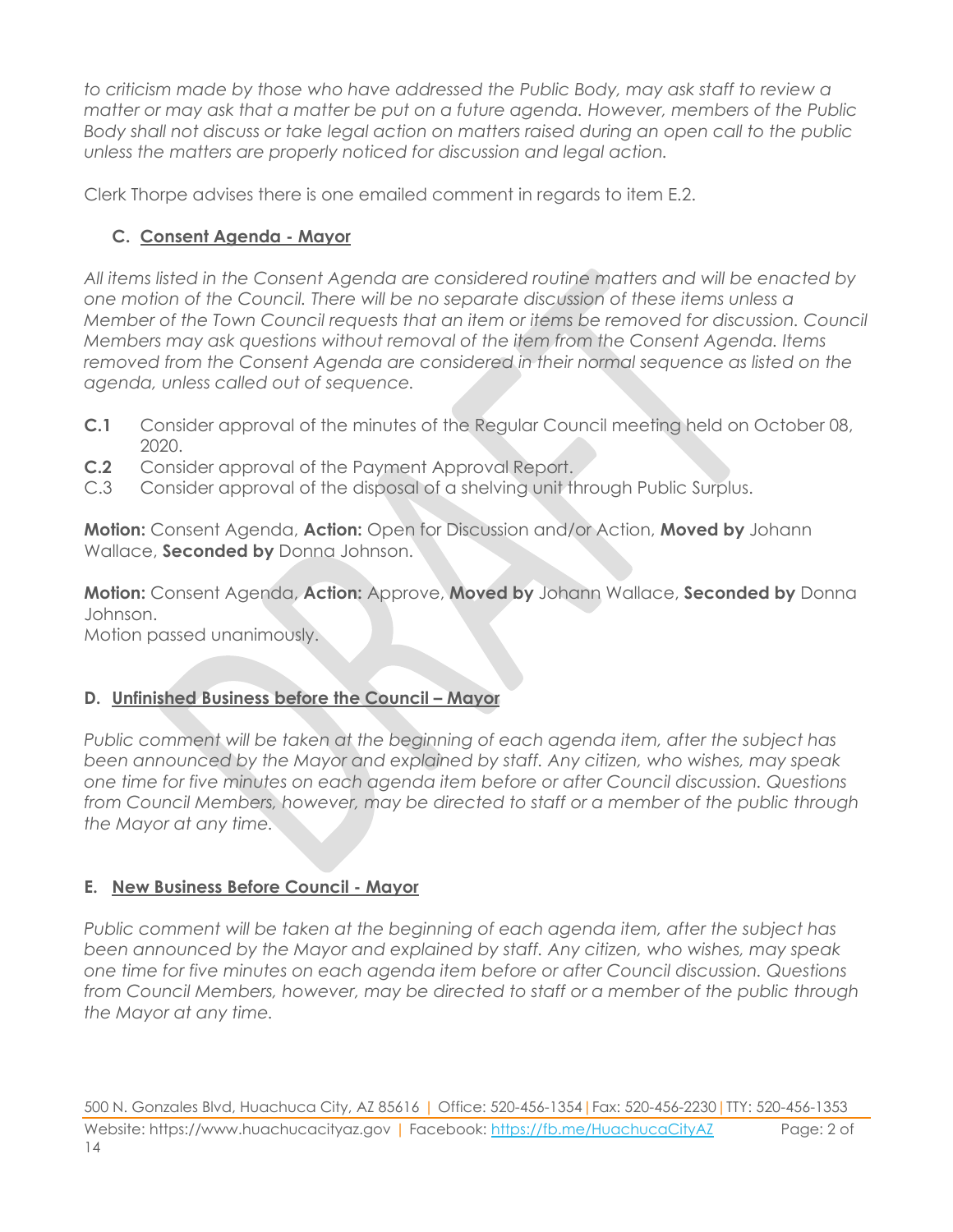*to criticism made by those who have addressed the Public Body, may ask staff to review a matter or may ask that a matter be put on a future agenda. However, members of the Public Body shall not discuss or take legal action on matters raised during an open call to the public unless the matters are properly noticed for discussion and legal action.*

Clerk Thorpe advises there is one emailed comment in regards to item E.2.

### C. Consent Agenda - Mayor

*All items listed in the Consent Agenda are considered routine matters and will be enacted by one motion of the Council. There will be no separate discussion of these items unless a Member of the Town Council requests that an item or items be removed for discussion. Council Members may ask questions without removal of the item from the Consent Agenda. Items removed from the Consent Agenda are considered in their normal sequence as listed on the agenda, unless called out of sequence.*

**C.1** Consider approval of the minutes of the Regular Council meeting held on October 08, 2020.
**C.2** Consider approval of the Payment Approval Report.
C.3 Consider approval of the disposal of a shelving unit through Public Surplus.

**Motion:** Consent Agenda, **Action:** Open for Discussion and/or Action, **Moved by** Johann Wallace, **Seconded by** Donna Johnson.

**Motion:** Consent Agenda, **Action:** Approve, **Moved by** Johann Wallace, **Seconded by** Donna Johnson.
Motion passed unanimously.

### D. Unfinished Business before the Council – Mayor

*Public comment will be taken at the beginning of each agenda item, after the subject has been announced by the Mayor and explained by staff. Any citizen, who wishes, may speak one time for five minutes on each agenda item before or after Council discussion. Questions from Council Members, however, may be directed to staff or a member of the public through the Mayor at any time.*

### E. New Business Before Council - Mayor

*Public comment will be taken at the beginning of each agenda item, after the subject has been announced by the Mayor and explained by staff. Any citizen, who wishes, may speak one time for five minutes on each agenda item before or after Council discussion. Questions from Council Members, however, may be directed to staff or a member of the public through the Mayor at any time.*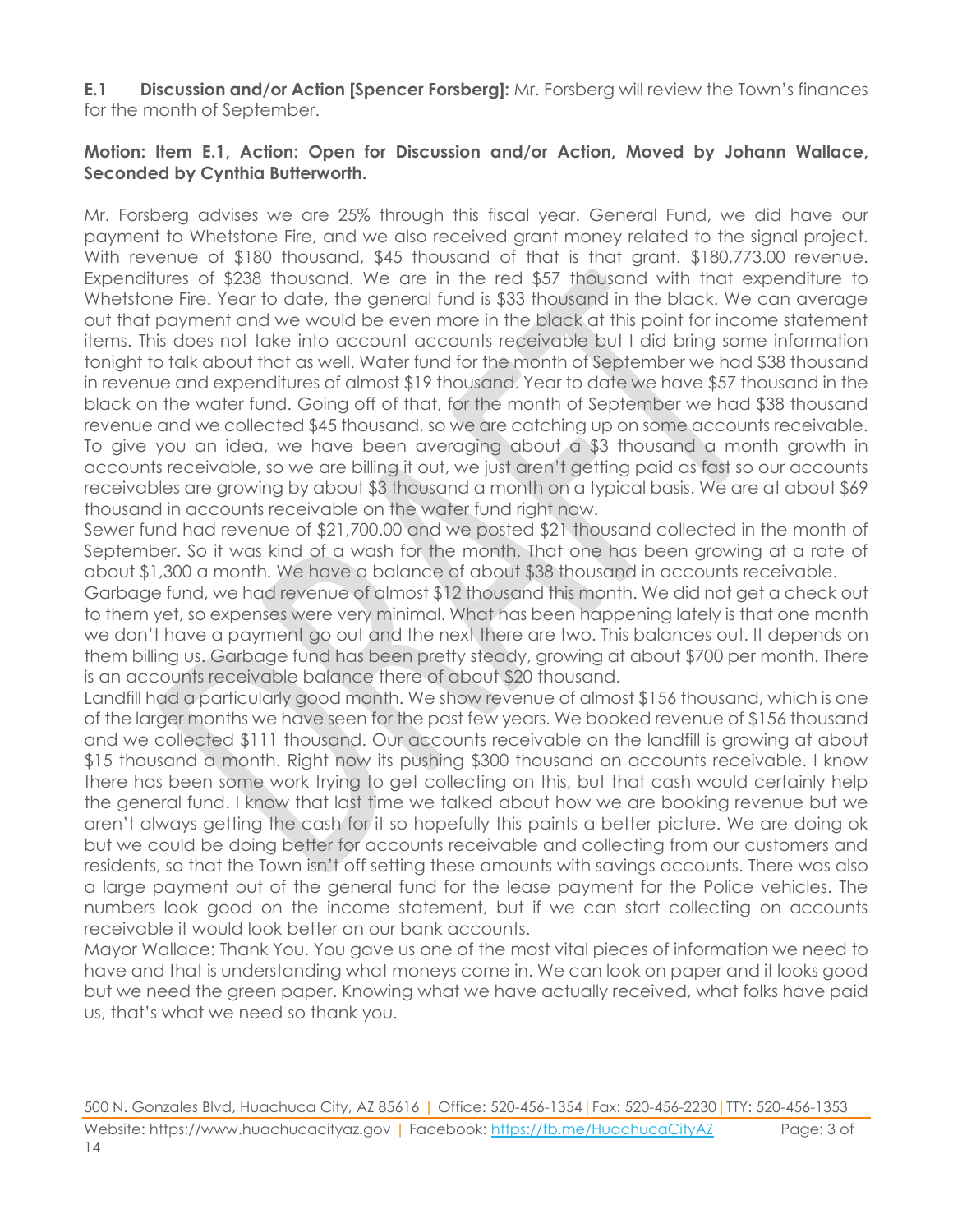**E.1 Discussion and/or Action [Spencer Forsberg]:** Mr. Forsberg will review the Town's finances for the month of September.

**Motion: Item E.1, Action: Open for Discussion and/or Action, Moved by Johann Wallace, Seconded by Cynthia Butterworth.**

Mr. Forsberg advises we are 25% through this fiscal year. General Fund, we did have our payment to Whetstone Fire, and we also received grant money related to the signal project. With revenue of $180 thousand, $45 thousand of that is that grant. $180,773.00 revenue. Expenditures of $238 thousand. We are in the red $57 thousand with that expenditure to Whetstone Fire. Year to date, the general fund is $33 thousand in the black. We can average out that payment and we would be even more in the black at this point for income statement items. This does not take into account accounts receivable but I did bring some information tonight to talk about that as well. Water fund for the month of September we had $38 thousand in revenue and expenditures of almost $19 thousand. Year to date we have $57 thousand in the black on the water fund. Going off of that, for the month of September we had $38 thousand revenue and we collected $45 thousand, so we are catching up on some accounts receivable. To give you an idea, we have been averaging about a $3 thousand a month growth in accounts receivable, so we are billing it out, we just aren't getting paid as fast so our accounts receivables are growing by about $3 thousand a month on a typical basis. We are at about $69 thousand in accounts receivable on the water fund right now.
Sewer fund had revenue of $21,700.00 and we posted $21 thousand collected in the month of September. So it was kind of a wash for the month. That one has been growing at a rate of about $1,300 a month. We have a balance of about $38 thousand in accounts receivable.
Garbage fund, we had revenue of almost $12 thousand this month. We did not get a check out to them yet, so expenses were very minimal. What has been happening lately is that one month we don't have a payment go out and the next there are two. This balances out. It depends on them billing us. Garbage fund has been pretty steady, growing at about $700 per month. There is an accounts receivable balance there of about $20 thousand.
Landfill had a particularly good month. We show revenue of almost $156 thousand, which is one of the larger months we have seen for the past few years. We booked revenue of $156 thousand and we collected $111 thousand. Our accounts receivable on the landfill is growing at about $15 thousand a month. Right now its pushing $300 thousand on accounts receivable. I know there has been some work trying to get collecting on this, but that cash would certainly help the general fund. I know that last time we talked about how we are booking revenue but we aren't always getting the cash for it so hopefully this paints a better picture. We are doing ok but we could be doing better for accounts receivable and collecting from our customers and residents, so that the Town isn't off setting these amounts with savings accounts. There was also a large payment out of the general fund for the lease payment for the Police vehicles. The numbers look good on the income statement, but if we can start collecting on accounts receivable it would look better on our bank accounts.
Mayor Wallace: Thank You. You gave us one of the most vital pieces of information we need to have and that is understanding what moneys come in. We can look on paper and it looks good but we need the green paper. Knowing what we have actually received, what folks have paid us, that's what we need so thank you.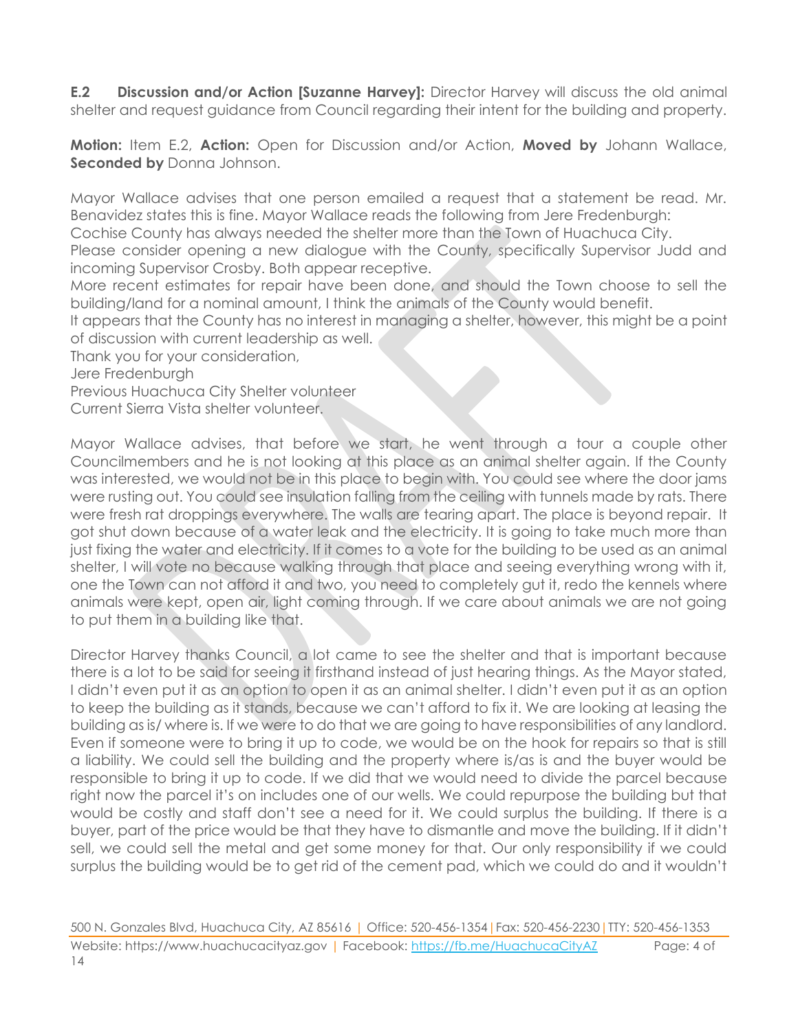**E.2 Discussion and/or Action [Suzanne Harvey]:** Director Harvey will discuss the old animal shelter and request guidance from Council regarding their intent for the building and property.

**Motion:** Item E.2, **Action:** Open for Discussion and/or Action, **Moved by** Johann Wallace, **Seconded by** Donna Johnson.

Mayor Wallace advises that one person emailed a request that a statement be read. Mr. Benavidez states this is fine. Mayor Wallace reads the following from Jere Fredenburgh:
Cochise County has always needed the shelter more than the Town of Huachuca City.
Please consider opening a new dialogue with the County, specifically Supervisor Judd and incoming Supervisor Crosby. Both appear receptive.
More recent estimates for repair have been done, and should the Town choose to sell the building/land for a nominal amount, I think the animals of the County would benefit.
It appears that the County has no interest in managing a shelter, however, this might be a point of discussion with current leadership as well.
Thank you for your consideration,
Jere Fredenburgh
Previous Huachuca City Shelter volunteer
Current Sierra Vista shelter volunteer.

Mayor Wallace advises, that before we start, he went through a tour a couple other Councilmembers and he is not looking at this place as an animal shelter again. If the County was interested, we would not be in this place to begin with. You could see where the door jams were rusting out. You could see insulation falling from the ceiling with tunnels made by rats. There were fresh rat droppings everywhere. The walls are tearing apart. The place is beyond repair. It got shut down because of a water leak and the electricity. It is going to take much more than just fixing the water and electricity. If it comes to a vote for the building to be used as an animal shelter, I will vote no because walking through that place and seeing everything wrong with it, one the Town can not afford it and two, you need to completely gut it, redo the kennels where animals were kept, open air, light coming through. If we care about animals we are not going to put them in a building like that.

Director Harvey thanks Council, a lot came to see the shelter and that is important because there is a lot to be said for seeing it firsthand instead of just hearing things. As the Mayor stated, I didn't even put it as an option to open it as an animal shelter. I didn't even put it as an option to keep the building as it stands, because we can't afford to fix it. We are looking at leasing the building as is/ where is. If we were to do that we are going to have responsibilities of any landlord. Even if someone were to bring it up to code, we would be on the hook for repairs so that is still a liability. We could sell the building and the property where is/as is and the buyer would be responsible to bring it up to code. If we did that we would need to divide the parcel because right now the parcel it's on includes one of our wells. We could repurpose the building but that would be costly and staff don't see a need for it. We could surplus the building. If there is a buyer, part of the price would be that they have to dismantle and move the building. If it didn't sell, we could sell the metal and get some money for that. Our only responsibility if we could surplus the building would be to get rid of the cement pad, which we could do and it wouldn't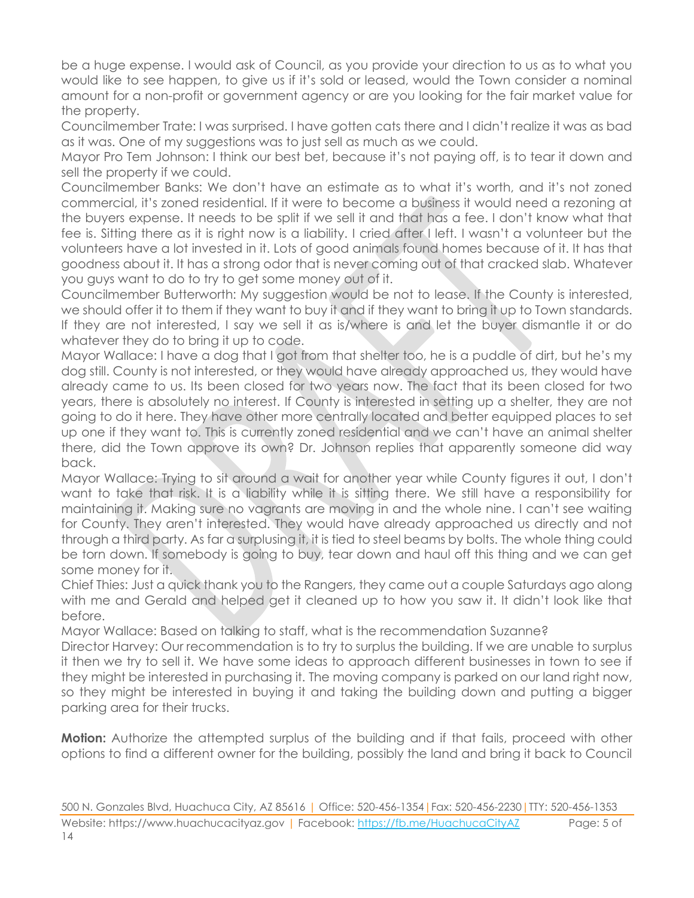be a huge expense. I would ask of Council, as you provide your direction to us as to what you would like to see happen, to give us if it's sold or leased, would the Town consider a nominal amount for a non-profit or government agency or are you looking for the fair market value for the property.

Councilmember Trate: I was surprised. I have gotten cats there and I didn't realize it was as bad as it was. One of my suggestions was to just sell as much as we could.

Mayor Pro Tem Johnson: I think our best bet, because it's not paying off, is to tear it down and sell the property if we could.

Councilmember Banks: We don't have an estimate as to what it's worth, and it's not zoned commercial, it's zoned residential. If it were to become a business it would need a rezoning at the buyers expense. It needs to be split if we sell it and that has a fee. I don't know what that fee is. Sitting there as it is right now is a liability. I cried after I left. I wasn't a volunteer but the volunteers have a lot invested in it. Lots of good animals found homes because of it. It has that goodness about it. It has a strong odor that is never coming out of that cracked slab. Whatever you guys want to do to try to get some money out of it.

Councilmember Butterworth: My suggestion would be not to lease. If the County is interested, we should offer it to them if they want to buy it and if they want to bring it up to Town standards. If they are not interested, I say we sell it as is/where is and let the buyer dismantle it or do whatever they do to bring it up to code.

Mayor Wallace: I have a dog that I got from that shelter too, he is a puddle of dirt, but he's my dog still. County is not interested, or they would have already approached us, they would have already came to us. Its been closed for two years now. The fact that its been closed for two years, there is absolutely no interest. If County is interested in setting up a shelter, they are not going to do it here. They have other more centrally located and better equipped places to set up one if they want to. This is currently zoned residential and we can't have an animal shelter there, did the Town approve its own? Dr. Johnson replies that apparently someone did way back.

Mayor Wallace: Trying to sit around a wait for another year while County figures it out, I don't want to take that risk. It is a liability while it is sitting there. We still have a responsibility for maintaining it. Making sure no vagrants are moving in and the whole nine. I can't see waiting for County. They aren't interested. They would have already approached us directly and not through a third party. As far a surplusing it, it is tied to steel beams by bolts. The whole thing could be torn down. If somebody is going to buy, tear down and haul off this thing and we can get some money for it.

Chief Thies: Just a quick thank you to the Rangers, they came out a couple Saturdays ago along with me and Gerald and helped get it cleaned up to how you saw it. It didn't look like that before.

Mayor Wallace: Based on talking to staff, what is the recommendation Suzanne?

Director Harvey: Our recommendation is to try to surplus the building. If we are unable to surplus it then we try to sell it. We have some ideas to approach different businesses in town to see if they might be interested in purchasing it. The moving company is parked on our land right now, so they might be interested in buying it and taking the building down and putting a bigger parking area for their trucks.

**Motion:** Authorize the attempted surplus of the building and if that fails, proceed with other options to find a different owner for the building, possibly the land and bring it back to Council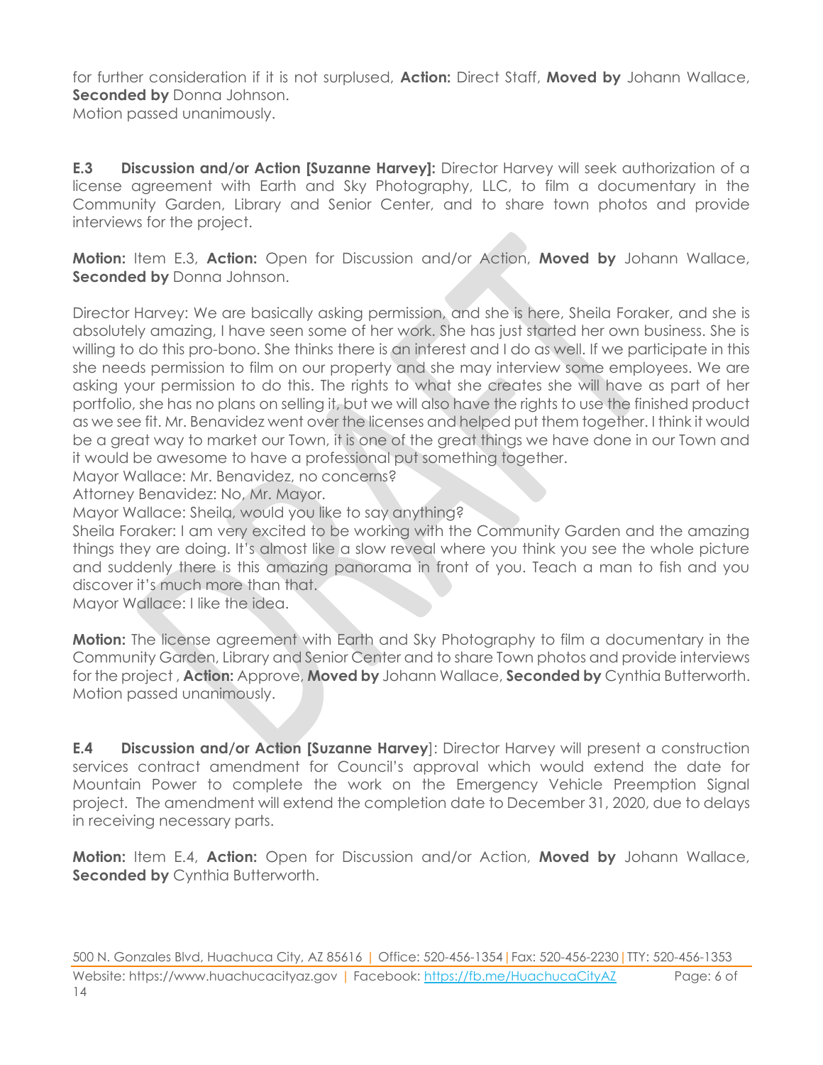for further consideration if it is not surplused, **Action:** Direct Staff, **Moved by** Johann Wallace, **Seconded by** Donna Johnson.
Motion passed unanimously.

**E.3 Discussion and/or Action [Suzanne Harvey]:** Director Harvey will seek authorization of a license agreement with Earth and Sky Photography, LLC, to film a documentary in the Community Garden, Library and Senior Center, and to share town photos and provide interviews for the project.

**Motion:** Item E.3, **Action:** Open for Discussion and/or Action, **Moved by** Johann Wallace, **Seconded by** Donna Johnson.

Director Harvey: We are basically asking permission, and she is here, Sheila Foraker, and she is absolutely amazing, I have seen some of her work. She has just started her own business. She is willing to do this pro-bono. She thinks there is an interest and I do as well. If we participate in this she needs permission to film on our property and she may interview some employees. We are asking your permission to do this. The rights to what she creates she will have as part of her portfolio, she has no plans on selling it, but we will also have the rights to use the finished product as we see fit. Mr. Benavidez went over the licenses and helped put them together. I think it would be a great way to market our Town, it is one of the great things we have done in our Town and it would be awesome to have a professional put something together.
Mayor Wallace: Mr. Benavidez, no concerns?
Attorney Benavidez: No, Mr. Mayor.
Mayor Wallace: Sheila, would you like to say anything?
Sheila Foraker: I am very excited to be working with the Community Garden and the amazing things they are doing. It's almost like a slow reveal where you think you see the whole picture and suddenly there is this amazing panorama in front of you. Teach a man to fish and you discover it's much more than that.
Mayor Wallace: I like the idea.

**Motion:** The license agreement with Earth and Sky Photography to film a documentary in the Community Garden, Library and Senior Center and to share Town photos and provide interviews for the project , **Action:** Approve, **Moved by** Johann Wallace, **Seconded by** Cynthia Butterworth.
Motion passed unanimously.

**E.4 Discussion and/or Action [Suzanne Harvey]:** Director Harvey will present a construction services contract amendment for Council's approval which would extend the date for Mountain Power to complete the work on the Emergency Vehicle Preemption Signal project. The amendment will extend the completion date to December 31, 2020, due to delays in receiving necessary parts.

**Motion:** Item E.4, **Action:** Open for Discussion and/or Action, **Moved by** Johann Wallace, **Seconded by** Cynthia Butterworth.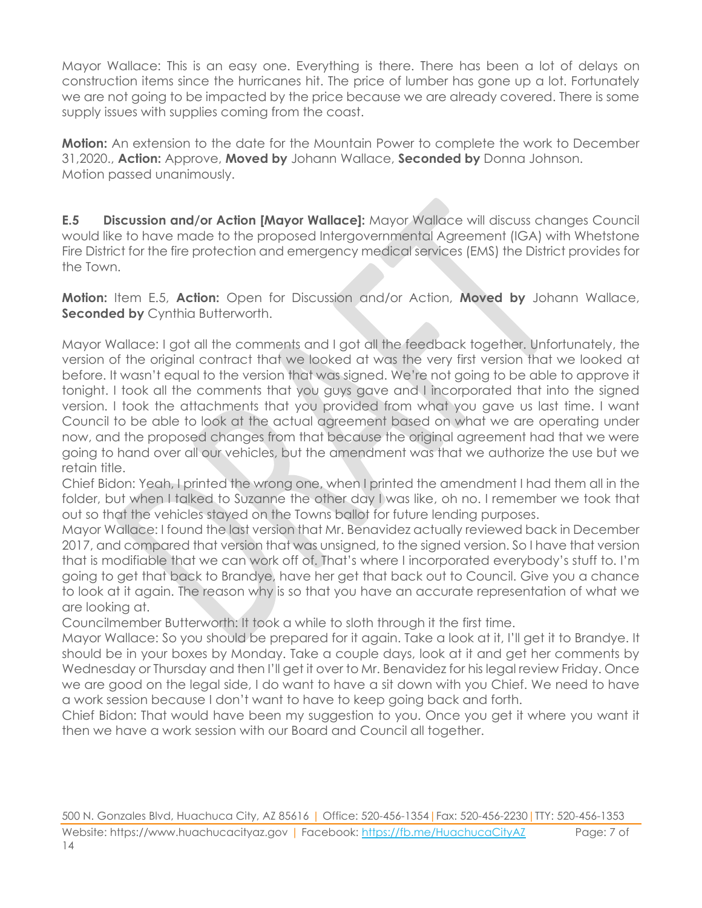Mayor Wallace: This is an easy one. Everything is there. There has been a lot of delays on construction items since the hurricanes hit. The price of lumber has gone up a lot. Fortunately we are not going to be impacted by the price because we are already covered. There is some supply issues with supplies coming from the coast.

**Motion:** An extension to the date for the Mountain Power to complete the work to December 31,2020., **Action:** Approve, **Moved by** Johann Wallace, **Seconded by** Donna Johnson. Motion passed unanimously.

**E.5 Discussion and/or Action [Mayor Wallace]:** Mayor Wallace will discuss changes Council would like to have made to the proposed Intergovernmental Agreement (IGA) with Whetstone Fire District for the fire protection and emergency medical services (EMS) the District provides for the Town.

**Motion:** Item E.5, **Action:** Open for Discussion and/or Action, **Moved by** Johann Wallace, **Seconded by** Cynthia Butterworth.

Mayor Wallace: I got all the comments and I got all the feedback together. Unfortunately, the version of the original contract that we looked at was the very first version that we looked at before. It wasn't equal to the version that was signed. We're not going to be able to approve it tonight. I took all the comments that you guys gave and I incorporated that into the signed version. I took the attachments that you provided from what you gave us last time. I want Council to be able to look at the actual agreement based on what we are operating under now, and the proposed changes from that because the original agreement had that we were going to hand over all our vehicles, but the amendment was that we authorize the use but we retain title.

Chief Bidon: Yeah, I printed the wrong one, when I printed the amendment I had them all in the folder, but when I talked to Suzanne the other day I was like, oh no. I remember we took that out so that the vehicles stayed on the Towns ballot for future lending purposes.

Mayor Wallace: I found the last version that Mr. Benavidez actually reviewed back in December 2017, and compared that version that was unsigned, to the signed version. So I have that version that is modifiable that we can work off of. That's where I incorporated everybody's stuff to. I'm going to get that back to Brandye, have her get that back out to Council. Give you a chance to look at it again. The reason why is so that you have an accurate representation of what we are looking at.

Councilmember Butterworth: It took a while to sloth through it the first time.

Mayor Wallace: So you should be prepared for it again. Take a look at it, I'll get it to Brandye. It should be in your boxes by Monday. Take a couple days, look at it and get her comments by Wednesday or Thursday and then I'll get it over to Mr. Benavidez for his legal review Friday. Once we are good on the legal side, I do want to have a sit down with you Chief. We need to have a work session because I don't want to have to keep going back and forth.

Chief Bidon: That would have been my suggestion to you. Once you get it where you want it then we have a work session with our Board and Council all together.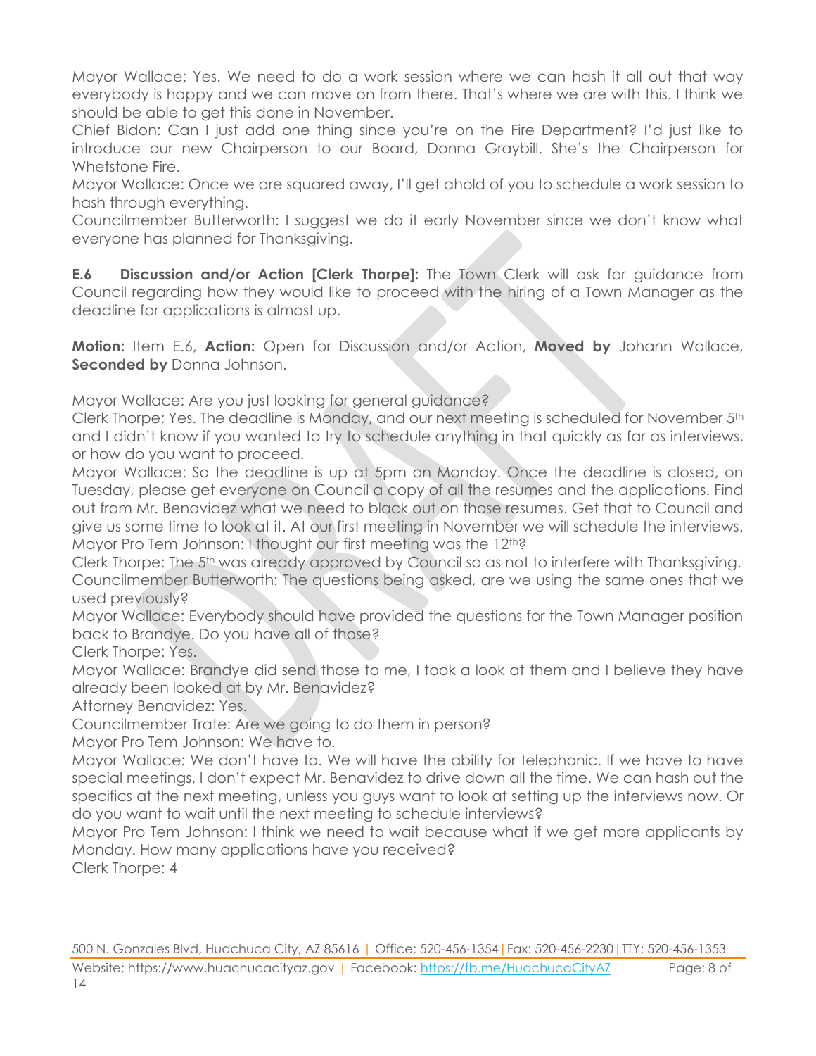Mayor Wallace: Yes. We need to do a work session where we can hash it all out that way everybody is happy and we can move on from there. That's where we are with this. I think we should be able to get this done in November.
Chief Bidon: Can I just add one thing since you're on the Fire Department? I'd just like to introduce our new Chairperson to our Board, Donna Graybill. She's the Chairperson for Whetstone Fire.
Mayor Wallace: Once we are squared away, I'll get ahold of you to schedule a work session to hash through everything.
Councilmember Butterworth: I suggest we do it early November since we don't know what everyone has planned for Thanksgiving.

**E.6 Discussion and/or Action [Clerk Thorpe]:** The Town Clerk will ask for guidance from Council regarding how they would like to proceed with the hiring of a Town Manager as the deadline for applications is almost up.

**Motion:** Item E.6, **Action:** Open for Discussion and/or Action, **Moved by** Johann Wallace, **Seconded by** Donna Johnson.

Mayor Wallace: Are you just looking for general guidance?
Clerk Thorpe: Yes. The deadline is Monday, and our next meeting is scheduled for November 5th and I didn't know if you wanted to try to schedule anything in that quickly as far as interviews, or how do you want to proceed.
Mayor Wallace: So the deadline is up at 5pm on Monday. Once the deadline is closed, on Tuesday, please get everyone on Council a copy of all the resumes and the applications. Find out from Mr. Benavidez what we need to black out on those resumes. Get that to Council and give us some time to look at it. At our first meeting in November we will schedule the interviews.
Mayor Pro Tem Johnson: I thought our first meeting was the 12th?
Clerk Thorpe: The 5th was already approved by Council so as not to interfere with Thanksgiving.
Councilmember Butterworth: The questions being asked, are we using the same ones that we used previously?
Mayor Wallace: Everybody should have provided the questions for the Town Manager position back to Brandye. Do you have all of those?
Clerk Thorpe: Yes.
Mayor Wallace: Brandye did send those to me, I took a look at them and I believe they have already been looked at by Mr. Benavidez?
Attorney Benavidez: Yes.
Councilmember Trate: Are we going to do them in person?
Mayor Pro Tem Johnson: We have to.
Mayor Wallace: We don't have to. We will have the ability for telephonic. If we have to have special meetings, I don't expect Mr. Benavidez to drive down all the time. We can hash out the specifics at the next meeting, unless you guys want to look at setting up the interviews now. Or do you want to wait until the next meeting to schedule interviews?
Mayor Pro Tem Johnson: I think we need to wait because what if we get more applicants by Monday. How many applications have you received?
Clerk Thorpe: 4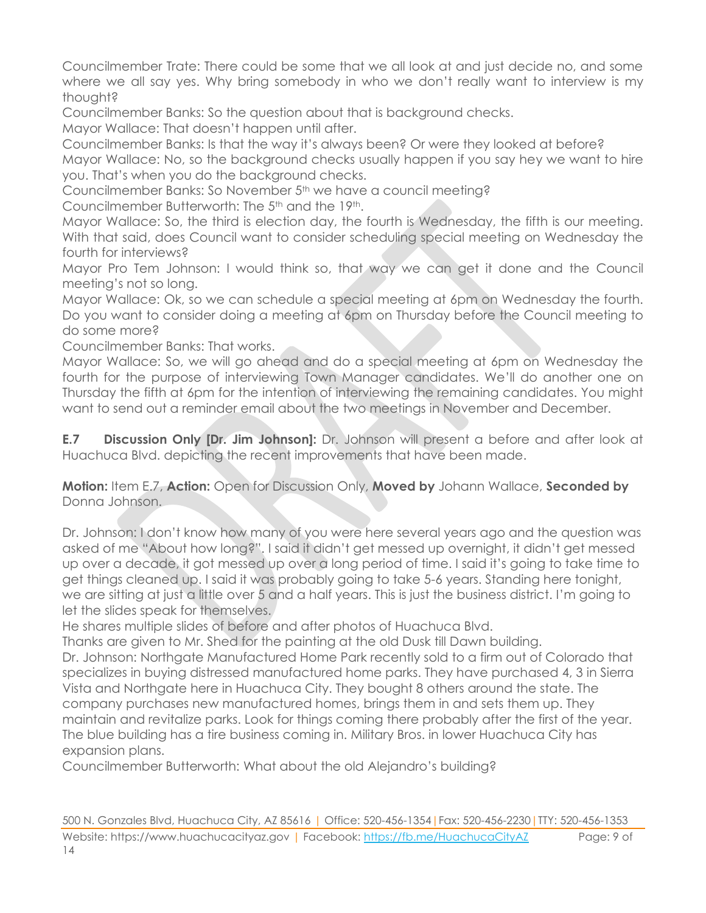Councilmember Trate: There could be some that we all look at and just decide no, and some where we all say yes. Why bring somebody in who we don't really want to interview is my thought?

Councilmember Banks: So the question about that is background checks.

Mayor Wallace: That doesn't happen until after.

Councilmember Banks: Is that the way it's always been? Or were they looked at before?

Mayor Wallace: No, so the background checks usually happen if you say hey we want to hire you. That's when you do the background checks.

Councilmember Banks: So November 5th we have a council meeting?

Councilmember Butterworth: The 5th and the 19th.

Mayor Wallace: So, the third is election day, the fourth is Wednesday, the fifth is our meeting. With that said, does Council want to consider scheduling special meeting on Wednesday the fourth for interviews?

Mayor Pro Tem Johnson: I would think so, that way we can get it done and the Council meeting's not so long.

Mayor Wallace: Ok, so we can schedule a special meeting at 6pm on Wednesday the fourth. Do you want to consider doing a meeting at 6pm on Thursday before the Council meeting to do some more?

Councilmember Banks: That works.

Mayor Wallace: So, we will go ahead and do a special meeting at 6pm on Wednesday the fourth for the purpose of interviewing Town Manager candidates. We'll do another one on Thursday the fifth at 6pm for the intention of interviewing the remaining candidates. You might want to send out a reminder email about the two meetings in November and December.

**E.7 Discussion Only [Dr. Jim Johnson]:** Dr. Johnson will present a before and after look at Huachuca Blvd. depicting the recent improvements that have been made.

**Motion:** Item E.7, **Action:** Open for Discussion Only, **Moved by** Johann Wallace, **Seconded by** Donna Johnson.

Dr. Johnson: I don't know how many of you were here several years ago and the question was asked of me "About how long?". I said it didn't get messed up overnight, it didn't get messed up over a decade, it got messed up over a long period of time. I said it's going to take time to get things cleaned up. I said it was probably going to take 5-6 years. Standing here tonight, we are sitting at just a little over 5 and a half years. This is just the business district. I'm going to let the slides speak for themselves.

He shares multiple slides of before and after photos of Huachuca Blvd.

Thanks are given to Mr. Shed for the painting at the old Dusk till Dawn building.

Dr. Johnson: Northgate Manufactured Home Park recently sold to a firm out of Colorado that specializes in buying distressed manufactured home parks. They have purchased 4, 3 in Sierra Vista and Northgate here in Huachuca City. They bought 8 others around the state. The company purchases new manufactured homes, brings them in and sets them up. They maintain and revitalize parks. Look for things coming there probably after the first of the year. The blue building has a tire business coming in. Military Bros. in lower Huachuca City has expansion plans.

Councilmember Butterworth: What about the old Alejandro's building?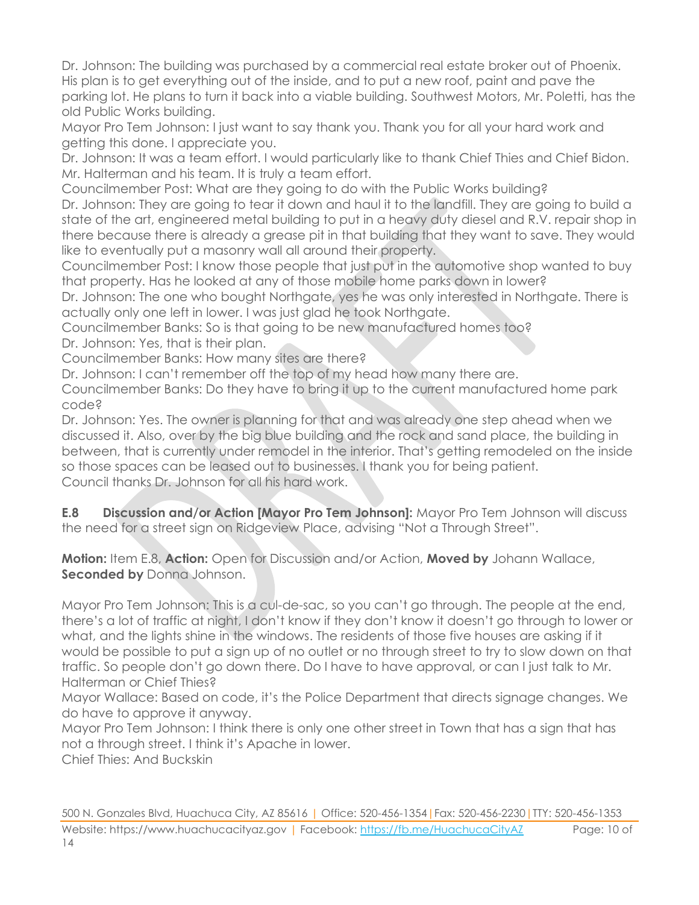Dr. Johnson: The building was purchased by a commercial real estate broker out of Phoenix. His plan is to get everything out of the inside, and to put a new roof, paint and pave the parking lot. He plans to turn it back into a viable building. Southwest Motors, Mr. Poletti, has the old Public Works building.

Mayor Pro Tem Johnson: I just want to say thank you. Thank you for all your hard work and getting this done. I appreciate you.

Dr. Johnson: It was a team effort. I would particularly like to thank Chief Thies and Chief Bidon. Mr. Halterman and his team. It is truly a team effort.

Councilmember Post: What are they going to do with the Public Works building?

Dr. Johnson: They are going to tear it down and haul it to the landfill. They are going to build a state of the art, engineered metal building to put in a heavy duty diesel and R.V. repair shop in there because there is already a grease pit in that building that they want to save. They would like to eventually put a masonry wall all around their property.

Councilmember Post: I know those people that just put in the automotive shop wanted to buy that property. Has he looked at any of those mobile home parks down in lower?

Dr. Johnson: The one who bought Northgate, yes he was only interested in Northgate. There is actually only one left in lower. I was just glad he took Northgate.

Councilmember Banks: So is that going to be new manufactured homes too?

Dr. Johnson: Yes, that is their plan.

Councilmember Banks: How many sites are there?

Dr. Johnson: I can't remember off the top of my head how many there are.

Councilmember Banks: Do they have to bring it up to the current manufactured home park code?

Dr. Johnson: Yes. The owner is planning for that and was already one step ahead when we discussed it. Also, over by the big blue building and the rock and sand place, the building in between, that is currently under remodel in the interior. That's getting remodeled on the inside so those spaces can be leased out to businesses. I thank you for being patient.

Council thanks Dr. Johnson for all his hard work.

**E.8 Discussion and/or Action [Mayor Pro Tem Johnson]:** Mayor Pro Tem Johnson will discuss the need for a street sign on Ridgeview Place, advising "Not a Through Street".

**Motion:** Item E.8, **Action:** Open for Discussion and/or Action, **Moved by** Johann Wallace, **Seconded by** Donna Johnson.

Mayor Pro Tem Johnson: This is a cul-de-sac, so you can't go through. The people at the end, there's a lot of traffic at night, I don't know if they don't know it doesn't go through to lower or what, and the lights shine in the windows. The residents of those five houses are asking if it would be possible to put a sign up of no outlet or no through street to try to slow down on that traffic. So people don't go down there. Do I have to have approval, or can I just talk to Mr. Halterman or Chief Thies?

Mayor Wallace: Based on code, it's the Police Department that directs signage changes. We do have to approve it anyway.

Mayor Pro Tem Johnson: I think there is only one other street in Town that has a sign that has not a through street. I think it's Apache in lower.

Chief Thies: And Buckskin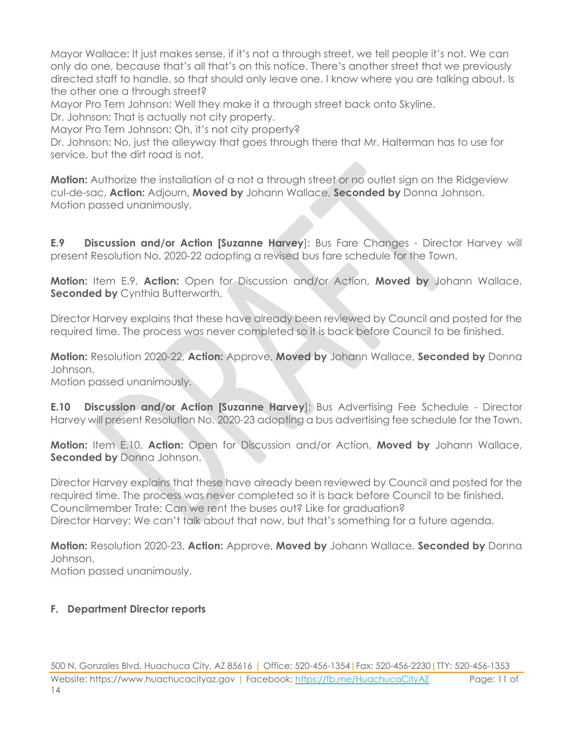Mayor Wallace: It just makes sense, if it's not a through street, we tell people it's not. We can only do one, because that's all that's on this notice. There's another street that we previously directed staff to handle, so that should only leave one. I know where you are talking about. Is the other one a through street?

Mayor Pro Tem Johnson: Well they make it a through street back onto Skyline.

Dr. Johnson: That is actually not city property.

Mayor Pro Tem Johnson: Oh, it's not city property?

Dr. Johnson: No, just the alleyway that goes through there that Mr. Halterman has to use for service, but the dirt road is not.

**Motion:** Authorize the installation of a not a through street or no outlet sign on the Ridgeview cul-de-sac, **Action:** Adjourn, **Moved by** Johann Wallace, **Seconded by** Donna Johnson.
Motion passed unanimously.

**E.9 Discussion and/or Action [Suzanne Harvey]**: Bus Fare Changes - Director Harvey will present Resolution No. 2020-22 adopting a revised bus fare schedule for the Town.

**Motion:** Item E.9, **Action:** Open for Discussion and/or Action, **Moved by** Johann Wallace, **Seconded by** Cynthia Butterworth.

Director Harvey explains that these have already been reviewed by Council and posted for the required time. The process was never completed so it is back before Council to be finished.

**Motion:** Resolution 2020-22, **Action:** Approve, **Moved by** Johann Wallace, **Seconded by** Donna Johnson.
Motion passed unanimously.

**E.10 Discussion and/or Action [Suzanne Harvey]**: Bus Advertising Fee Schedule - Director Harvey will present Resolution No. 2020-23 adopting a bus advertising fee schedule for the Town.

**Motion:** Item E.10, **Action:** Open for Discussion and/or Action, **Moved by** Johann Wallace, **Seconded by** Donna Johnson.

Director Harvey explains that these have already been reviewed by Council and posted for the required time. The process was never completed so it is back before Council to be finished.

Councilmember Trate: Can we rent the buses out? Like for graduation?

Director Harvey: We can't talk about that now, but that's something for a future agenda.

**Motion:** Resolution 2020-23, **Action:** Approve, **Moved by** Johann Wallace, **Seconded by** Donna Johnson.
Motion passed unanimously.

### F. Department Director reports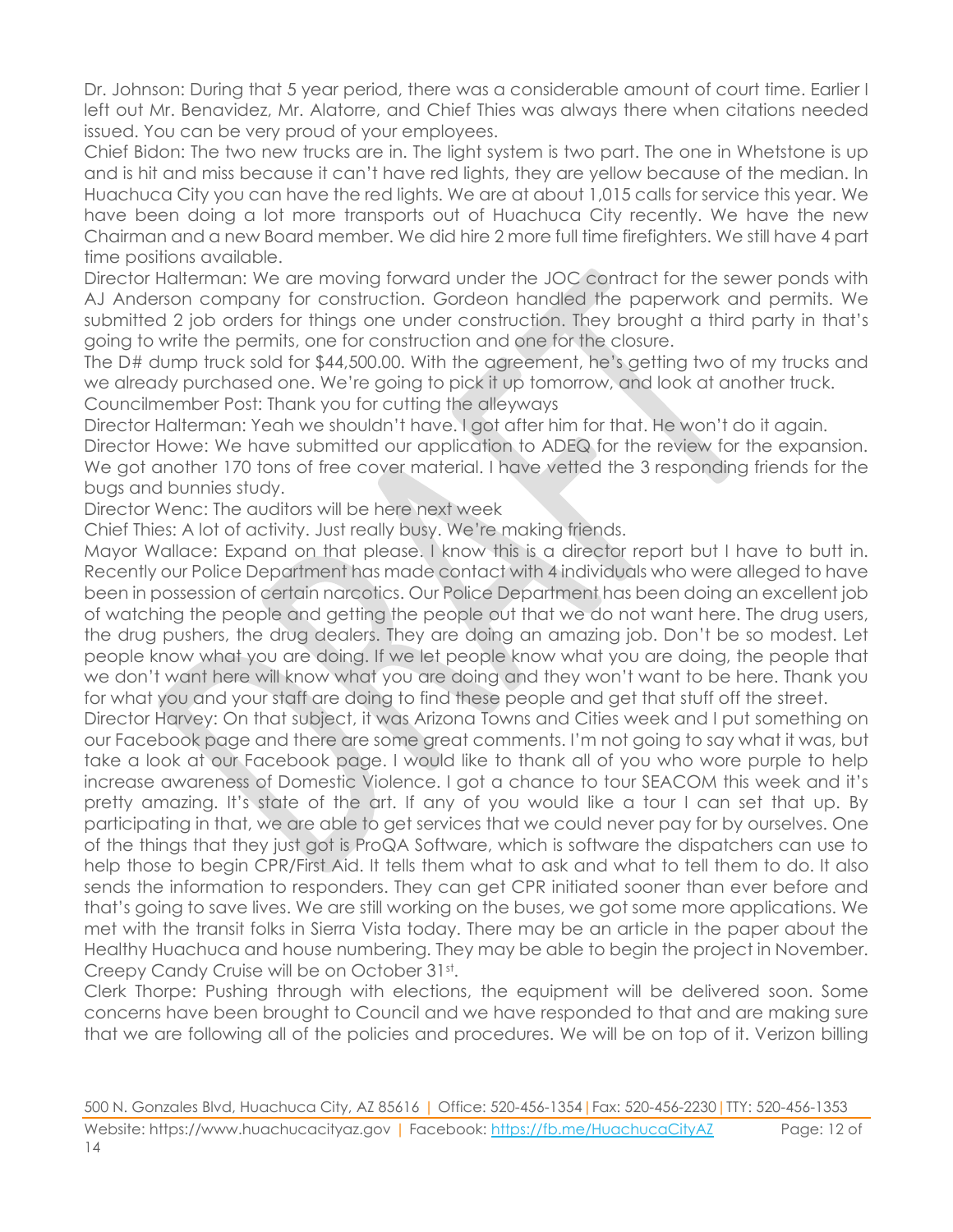Dr. Johnson: During that 5 year period, there was a considerable amount of court time. Earlier I left out Mr. Benavidez, Mr. Alatorre, and Chief Thies was always there when citations needed issued. You can be very proud of your employees.

Chief Bidon: The two new trucks are in. The light system is two part. The one in Whetstone is up and is hit and miss because it can't have red lights, they are yellow because of the median. In Huachuca City you can have the red lights. We are at about 1,015 calls for service this year. We have been doing a lot more transports out of Huachuca City recently. We have the new Chairman and a new Board member. We did hire 2 more full time firefighters. We still have 4 part time positions available.

Director Halterman: We are moving forward under the JOC contract for the sewer ponds with AJ Anderson company for construction. Gordeon handled the paperwork and permits. We submitted 2 job orders for things one under construction. They brought a third party in that's going to write the permits, one for construction and one for the closure.

The D# dump truck sold for $44,500.00. With the agreement, he's getting two of my trucks and we already purchased one. We're going to pick it up tomorrow, and look at another truck.

Councilmember Post: Thank you for cutting the alleyways

Director Halterman: Yeah we shouldn't have. I got after him for that. He won't do it again.

Director Howe: We have submitted our application to ADEQ for the review for the expansion. We got another 170 tons of free cover material. I have vetted the 3 responding friends for the bugs and bunnies study.

Director Wenc: The auditors will be here next week

Chief Thies: A lot of activity. Just really busy. We're making friends.

Mayor Wallace: Expand on that please. I know this is a director report but I have to butt in. Recently our Police Department has made contact with 4 individuals who were alleged to have been in possession of certain narcotics. Our Police Department has been doing an excellent job of watching the people and getting the people out that we do not want here. The drug users, the drug pushers, the drug dealers. They are doing an amazing job. Don't be so modest. Let people know what you are doing. If we let people know what you are doing, the people that we don't want here will know what you are doing and they won't want to be here. Thank you for what you and your staff are doing to find these people and get that stuff off the street.

Director Harvey: On that subject, it was Arizona Towns and Cities week and I put something on our Facebook page and there are some great comments. I'm not going to say what it was, but take a look at our Facebook page. I would like to thank all of you who wore purple to help increase awareness of Domestic Violence. I got a chance to tour SEACOM this week and it's pretty amazing. It's state of the art. If any of you would like a tour I can set that up. By participating in that, we are able to get services that we could never pay for by ourselves. One of the things that they just got is ProQA Software, which is software the dispatchers can use to help those to begin CPR/First Aid. It tells them what to ask and what to tell them to do. It also sends the information to responders. They can get CPR initiated sooner than ever before and that's going to save lives. We are still working on the buses, we got some more applications. We met with the transit folks in Sierra Vista today. There may be an article in the paper about the Healthy Huachuca and house numbering. They may be able to begin the project in November. Creepy Candy Cruise will be on October 31st.

Clerk Thorpe: Pushing through with elections, the equipment will be delivered soon. Some concerns have been brought to Council and we have responded to that and are making sure that we are following all of the policies and procedures. We will be on top of it. Verizon billing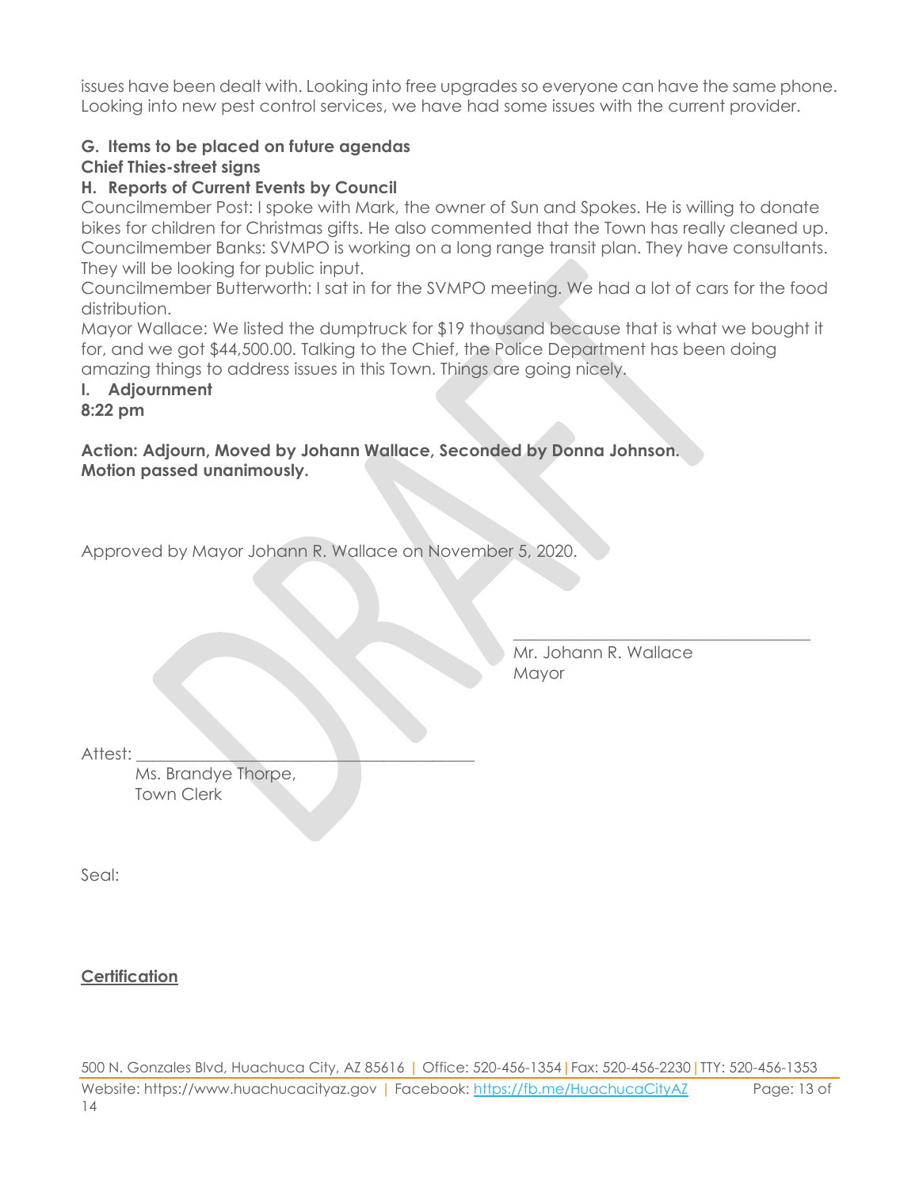issues have been dealt with. Looking into free upgrades so everyone can have the same phone. Looking into new pest control services, we have had some issues with the current provider.

**G. Items to be placed on future agendas**

**Chief Thies-street signs**

**H. Reports of Current Events by Council**

Councilmember Post: I spoke with Mark, the owner of Sun and Spokes. He is willing to donate bikes for children for Christmas gifts. He also commented that the Town has really cleaned up.

Councilmember Banks: SVMPO is working on a long range transit plan. They have consultants. They will be looking for public input.

Councilmember Butterworth: I sat in for the SVMPO meeting. We had a lot of cars for the food distribution.

Mayor Wallace: We listed the dumptruck for $19 thousand because that is what we bought it for, and we got $44,500.00. Talking to the Chief, the Police Department has been doing amazing things to address issues in this Town. Things are going nicely.

**I. Adjournment**

**8:22 pm**

**Action: Adjourn, Moved by Johann Wallace, Seconded by Donna Johnson. Motion passed unanimously.**

Approved by Mayor Johann R. Wallace on November 5, 2020.

\_\_\_\_\_\_\_\_\_\_\_\_\_\_\_\_\_\_\_\_\_\_\_\_\_\_\_\_\_\_\_\_\_\_\_\_

Mr. Johann R. Wallace

Mayor

Attest: \_\_\_\_\_\_\_\_\_\_\_\_\_\_\_\_\_\_\_\_\_\_\_\_\_\_\_\_\_\_\_\_\_\_\_\_\_\_\_\_

Ms. Brandye Thorpe,

Town Clerk

Seal:

__**Certification**__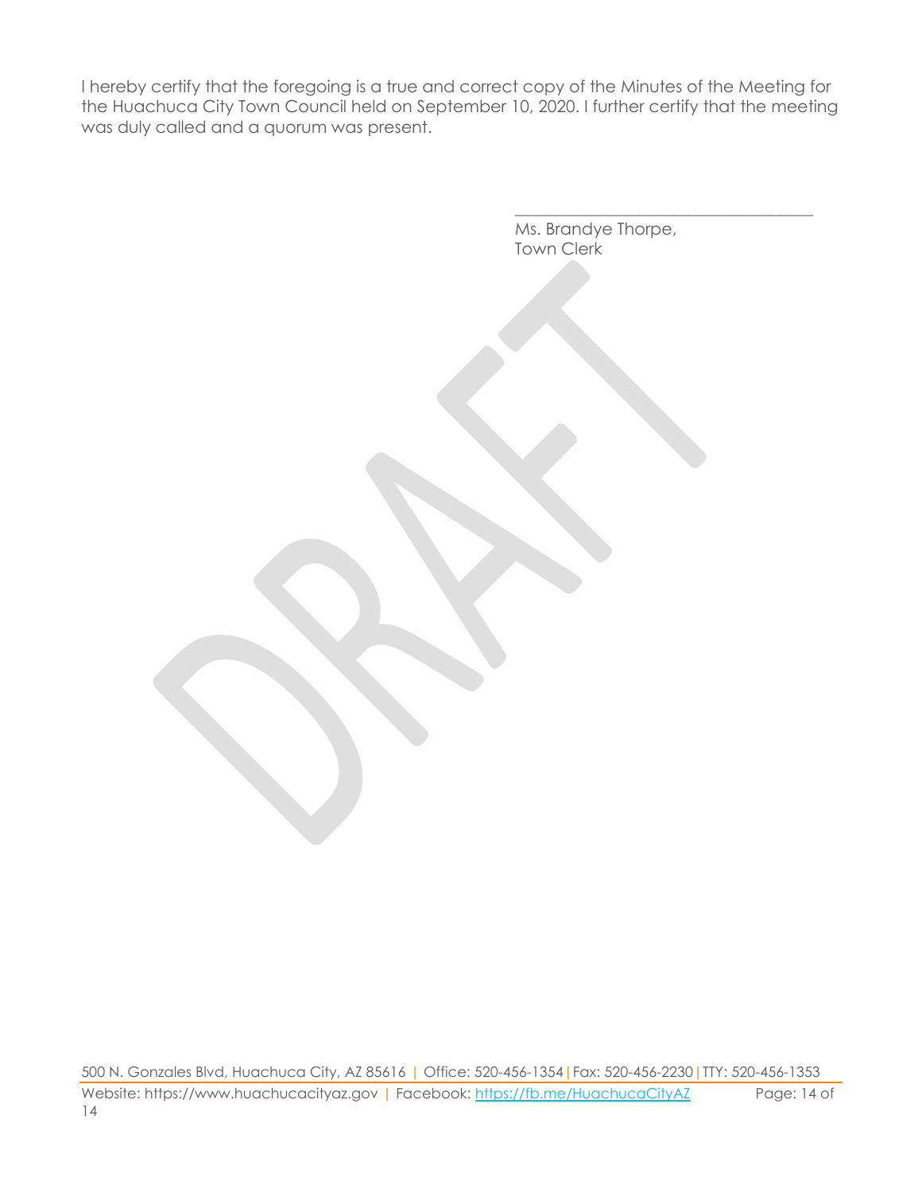I hereby certify that the foregoing is a true and correct copy of the Minutes of the Meeting for the Huachuca City Town Council held on September 10, 2020. I further certify that the meeting was duly called and a quorum was present.

\_\_\_\_\_\_\_\_\_\_\_\_\_\_\_\_\_\_\_\_\_\_\_\_\_\_\_\_\_\_\_\_\_\_\_\_

Ms. Brandye Thorpe,  
Town Clerk

DRAFT